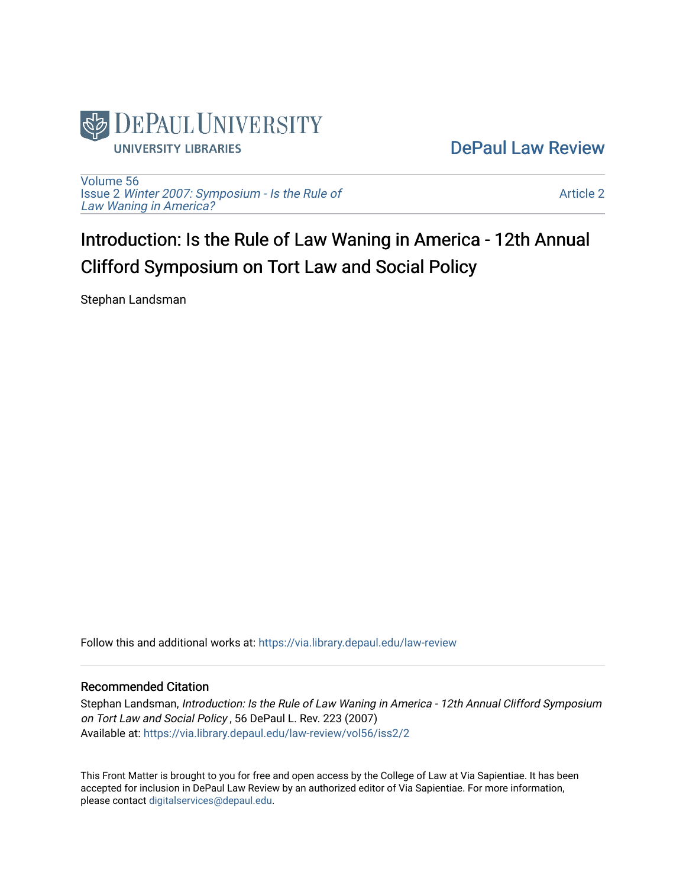DePaul Law Review

Volume 56
Issue 2 *Winter 2007: Symposium - Is the Rule of Law Waning in America?*

Article 2

# Introduction: Is the Rule of Law Waning in America - 12th Annual Clifford Symposium on Tort Law and Social Policy

Stephan Landsman

Follow this and additional works at: https://via.library.depaul.edu/law-review

## Recommended Citation

Stephan Landsman, *Introduction: Is the Rule of Law Waning in America - 12th Annual Clifford Symposium on Tort Law and Social Policy* , 56 DePaul L. Rev. 223 (2007)
Available at: https://via.library.depaul.edu/law-review/vol56/iss2/2

This Front Matter is brought to you for free and open access by the College of Law at Via Sapientiae. It has been accepted for inclusion in DePaul Law Review by an authorized editor of Via Sapientiae. For more information, please contact digitalservices@depaul.edu.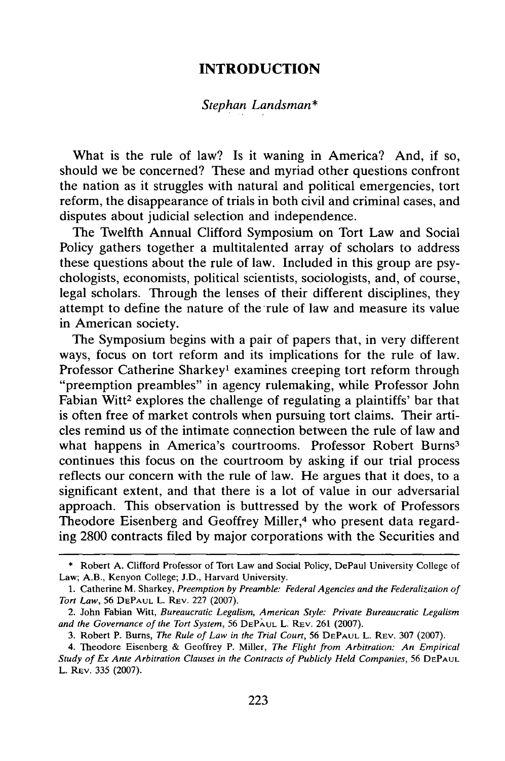# INTRODUCTION

*Stephan Landsman**

What is the rule of law? Is it waning in America? And, if so, should we be concerned? These and myriad other questions confront the nation as it struggles with natural and political emergencies, tort reform, the disappearance of trials in both civil and criminal cases, and disputes about judicial selection and independence.

The Twelfth Annual Clifford Symposium on Tort Law and Social Policy gathers together a multitalented array of scholars to address these questions about the rule of law. Included in this group are psychologists, economists, political scientists, sociologists, and, of course, legal scholars. Through the lenses of their different disciplines, they attempt to define the nature of the rule of law and measure its value in American society.

The Symposium begins with a pair of papers that, in very different ways, focus on tort reform and its implications for the rule of law. Professor Catherine Sharkey[1] examines creeping tort reform through "preemption preambles" in agency rulemaking, while Professor John Fabian Witt[2] explores the challenge of regulating a plaintiffs' bar that is often free of market controls when pursuing tort claims. Their articles remind us of the intimate connection between the rule of law and what happens in America's courtrooms. Professor Robert Burns[3] continues this focus on the courtroom by asking if our trial process reflects our concern with the rule of law. He argues that it does, to a significant extent, and that there is a lot of value in our adversarial approach. This observation is buttressed by the work of Professors Theodore Eisenberg and Geoffrey Miller,[4] who present data regarding 2800 contracts filed by major corporations with the Securities and

---

\* Robert A. Clifford Professor of Tort Law and Social Policy, DePaul University College of Law; A.B., Kenyon College; J.D., Harvard University.

1. Catherine M. Sharkey, *Preemption by Preamble: Federal Agencies and the Federalization of Tort Law*, 56 DEPAUL L. REV. 227 (2007).

2. John Fabian Witt, *Bureaucratic Legalism, American Style: Private Bureaucratic Legalism and the Governance of the Tort System*, 56 DEPAUL L. REV. 261 (2007).

3. Robert P. Burns, *The Rule of Law in the Trial Court*, 56 DEPAUL L. REV. 307 (2007).

4. Theodore Eisenberg & Geoffrey P. Miller, *The Flight from Arbitration: An Empirical Study of Ex Ante Arbitration Clauses in the Contracts of Publicly Held Companies*, 56 DEPAUL L. REV. 335 (2007).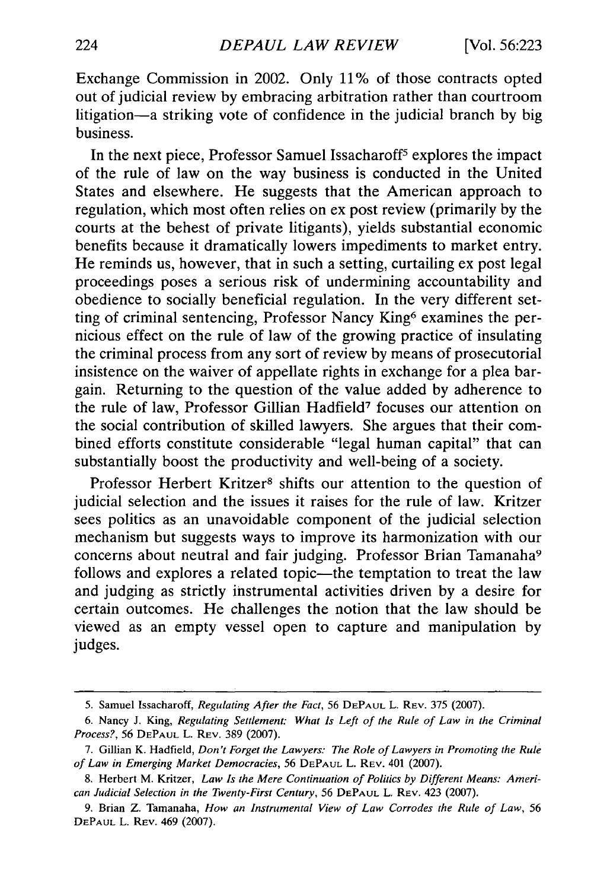Exchange Commission in 2002. Only 11% of those contracts opted out of judicial review by embracing arbitration rather than courtroom litigation—a striking vote of confidence in the judicial branch by big business.

In the next piece, Professor Samuel Issacharoff[5] explores the impact of the rule of law on the way business is conducted in the United States and elsewhere. He suggests that the American approach to regulation, which most often relies on ex post review (primarily by the courts at the behest of private litigants), yields substantial economic benefits because it dramatically lowers impediments to market entry. He reminds us, however, that in such a setting, curtailing ex post legal proceedings poses a serious risk of undermining accountability and obedience to socially beneficial regulation. In the very different setting of criminal sentencing, Professor Nancy King[6] examines the pernicious effect on the rule of law of the growing practice of insulating the criminal process from any sort of review by means of prosecutorial insistence on the waiver of appellate rights in exchange for a plea bargain. Returning to the question of the value added by adherence to the rule of law, Professor Gillian Hadfield[7] focuses our attention on the social contribution of skilled lawyers. She argues that their combined efforts constitute considerable "legal human capital" that can substantially boost the productivity and well-being of a society.

Professor Herbert Kritzer[8] shifts our attention to the question of judicial selection and the issues it raises for the rule of law. Kritzer sees politics as an unavoidable component of the judicial selection mechanism but suggests ways to improve its harmonization with our concerns about neutral and fair judging. Professor Brian Tamanaha[9] follows and explores a related topic—the temptation to treat the law and judging as strictly instrumental activities driven by a desire for certain outcomes. He challenges the notion that the law should be viewed as an empty vessel open to capture and manipulation by judges.

---

5. Samuel Issacharoff, *Regulating After the Fact*, 56 DEPAUL L. REV. 375 (2007).

6. Nancy J. King, *Regulating Settlement: What Is Left of the Rule of Law in the Criminal Process?*, 56 DEPAUL L. REV. 389 (2007).

7. Gillian K. Hadfield, *Don't Forget the Lawyers: The Role of Lawyers in Promoting the Rule of Law in Emerging Market Democracies*, 56 DEPAUL L. REV. 401 (2007).

8. Herbert M. Kritzer, *Law Is the Mere Continuation of Politics by Different Means: American Judicial Selection in the Twenty-First Century*, 56 DEPAUL L. REV. 423 (2007).

9. Brian Z. Tamanaha, *How an Instrumental View of Law Corrodes the Rule of Law*, 56 DEPAUL L. REV. 469 (2007).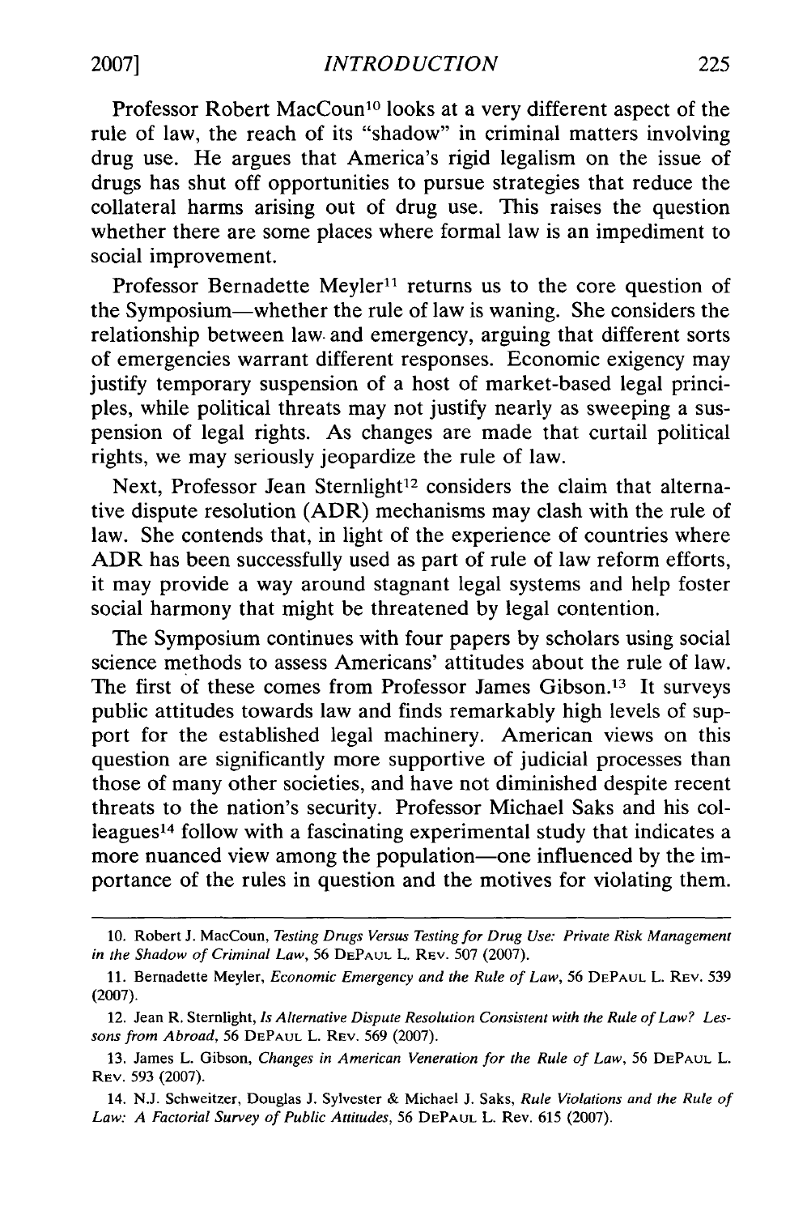Professor Robert MacCoun[10] looks at a very different aspect of the rule of law, the reach of its "shadow" in criminal matters involving drug use. He argues that America's rigid legalism on the issue of drugs has shut off opportunities to pursue strategies that reduce the collateral harms arising out of drug use. This raises the question whether there are some places where formal law is an impediment to social improvement.

Professor Bernadette Meyler[11] returns us to the core question of the Symposium—whether the rule of law is waning. She considers the relationship between law and emergency, arguing that different sorts of emergencies warrant different responses. Economic exigency may justify temporary suspension of a host of market-based legal principles, while political threats may not justify nearly as sweeping a suspension of legal rights. As changes are made that curtail political rights, we may seriously jeopardize the rule of law.

Next, Professor Jean Sternlight[12] considers the claim that alternative dispute resolution (ADR) mechanisms may clash with the rule of law. She contends that, in light of the experience of countries where ADR has been successfully used as part of rule of law reform efforts, it may provide a way around stagnant legal systems and help foster social harmony that might be threatened by legal contention.

The Symposium continues with four papers by scholars using social science methods to assess Americans' attitudes about the rule of law. The first of these comes from Professor James Gibson.[13] It surveys public attitudes towards law and finds remarkably high levels of support for the established legal machinery. American views on this question are significantly more supportive of judicial processes than those of many other societies, and have not diminished despite recent threats to the nation's security. Professor Michael Saks and his colleagues[14] follow with a fascinating experimental study that indicates a more nuanced view among the population—one influenced by the importance of the rules in question and the motives for violating them.

---

10. Robert J. MacCoun, *Testing Drugs Versus Testing for Drug Use: Private Risk Management in the Shadow of Criminal Law*, 56 DEPAUL L. REV. 507 (2007).

11. Bernadette Meyler, *Economic Emergency and the Rule of Law*, 56 DEPAUL L. REV. 539 (2007).

12. Jean R. Sternlight, *Is Alternative Dispute Resolution Consistent with the Rule of Law? Lessons from Abroad*, 56 DEPAUL L. REV. 569 (2007).

13. James L. Gibson, *Changes in American Veneration for the Rule of Law*, 56 DEPAUL L. REV. 593 (2007).

14. N.J. Schweitzer, Douglas J. Sylvester & Michael J. Saks, *Rule Violations and the Rule of Law: A Factorial Survey of Public Attitudes*, 56 DEPAUL L. Rev. 615 (2007).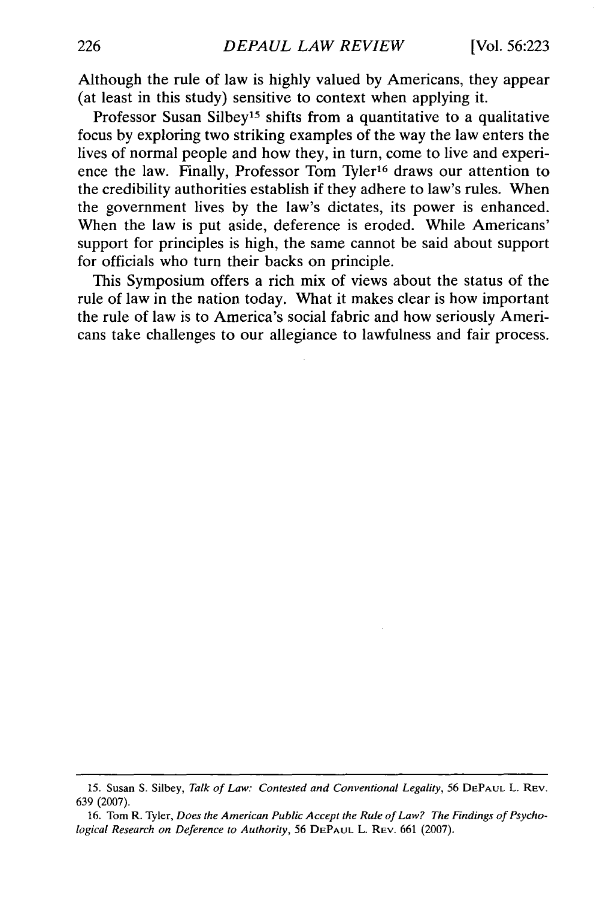Although the rule of law is highly valued by Americans, they appear (at least in this study) sensitive to context when applying it.

Professor Susan Silbey[15] shifts from a quantitative to a qualitative focus by exploring two striking examples of the way the law enters the lives of normal people and how they, in turn, come to live and experience the law. Finally, Professor Tom Tyler[16] draws our attention to the credibility authorities establish if they adhere to law's rules. When the government lives by the law's dictates, its power is enhanced. When the law is put aside, deference is eroded. While Americans' support for principles is high, the same cannot be said about support for officials who turn their backs on principle.

This Symposium offers a rich mix of views about the status of the rule of law in the nation today. What it makes clear is how important the rule of law is to America's social fabric and how seriously Americans take challenges to our allegiance to lawfulness and fair process.

---

15. Susan S. Silbey, *Talk of Law: Contested and Conventional Legality*, 56 DEPAUL L. REV. 639 (2007).

16. Tom R. Tyler, *Does the American Public Accept the Rule of Law? The Findings of Psychological Research on Deference to Authority*, 56 DEPAUL L. REV. 661 (2007).